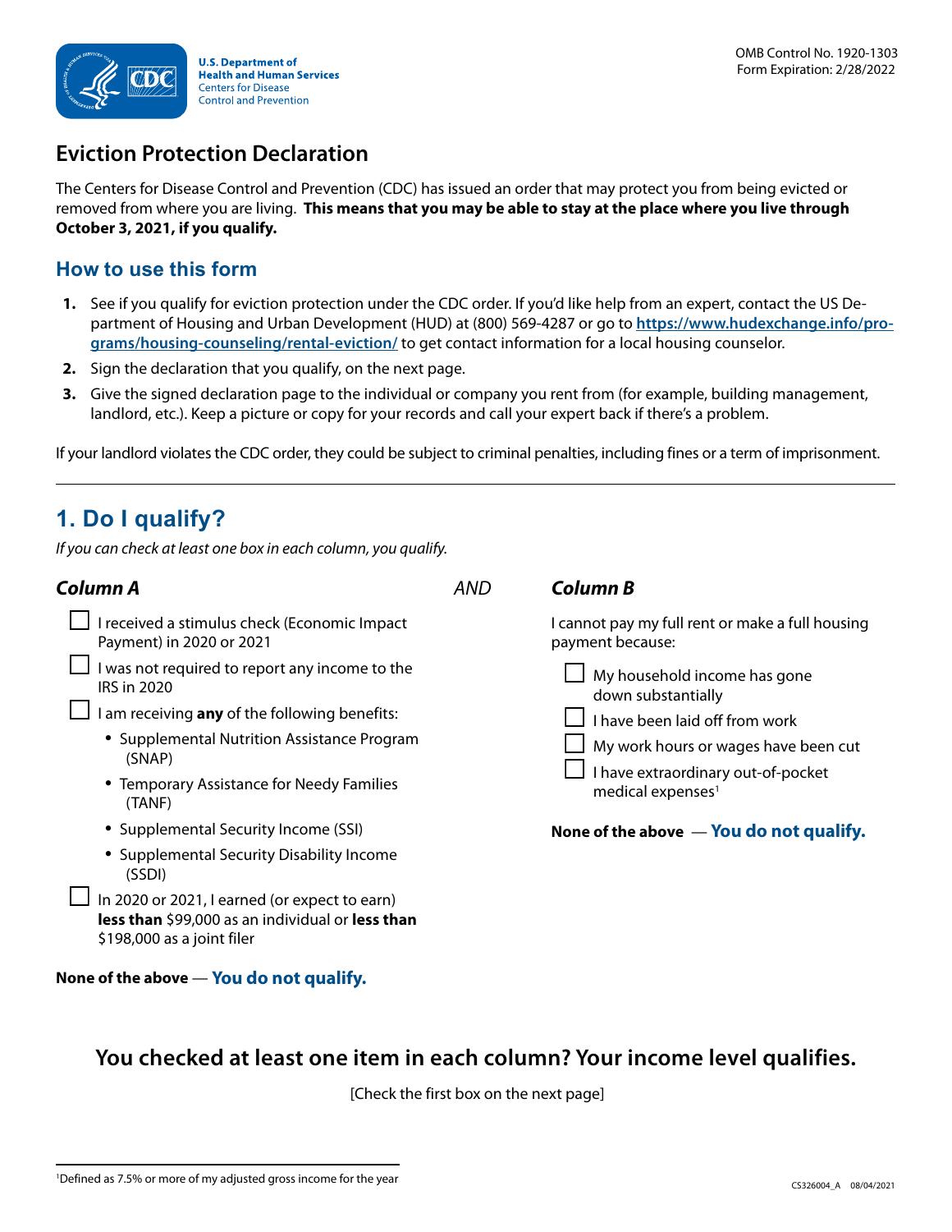U.S. Department of Health and Human Services
Centers for Disease Control and Prevention

OMB Control No. 1920-1303
Form Expiration: 2/28/2022

# Eviction Protection Declaration

The Centers for Disease Control and Prevention (CDC) has issued an order that may protect you from being evicted or removed from where you are living. **This means that you may be able to stay at the place where you live through October 3, 2021, if you qualify.**

## How to use this form

1. See if you qualify for eviction protection under the CDC order. If you'd like help from an expert, contact the US Department of Housing and Urban Development (HUD) at (800) 569-4287 or go to **https://www.hudexchange.info/programs/housing-counseling/rental-eviction/** to get contact information for a local housing counselor.
2. Sign the declaration that you qualify, on the next page.
3. Give the signed declaration page to the individual or company you rent from (for example, building management, landlord, etc.). Keep a picture or copy for your records and call your expert back if there's a problem.

If your landlord violates the CDC order, they could be subject to criminal penalties, including fines or a term of imprisonment.

## 1. Do I qualify?

*If you can check at least one box in each column, you qualify.*

### *Column A*

- ☐ I received a stimulus check (Economic Impact Payment) in 2020 or 2021
- ☐ I was not required to report any income to the IRS in 2020
- ☐ I am receiving **any** of the following benefits:
  - Supplemental Nutrition Assistance Program (SNAP)
  - Temporary Assistance for Needy Families (TANF)
  - Supplemental Security Income (SSI)
  - Supplemental Security Disability Income (SSDI)
- ☐ In 2020 or 2021, I earned (or expect to earn) **less than** $99,000 as an individual or **less than** $198,000 as a joint filer

**None of the above** — **You do not qualify.**

*AND*

### *Column B*

I cannot pay my full rent or make a full housing payment because:

- ☐ My household income has gone down substantially
- ☐ I have been laid off from work
- ☐ My work hours or wages have been cut
- ☐ I have extraordinary out-of-pocket medical expenses[1]

**None of the above** — **You do not qualify.**

## You checked at least one item in each column? Your income level qualifies.

[Check the first box on the next page]

[1]Defined as 7.5% or more of my adjusted gross income for the year

CS326004_A 08/04/2021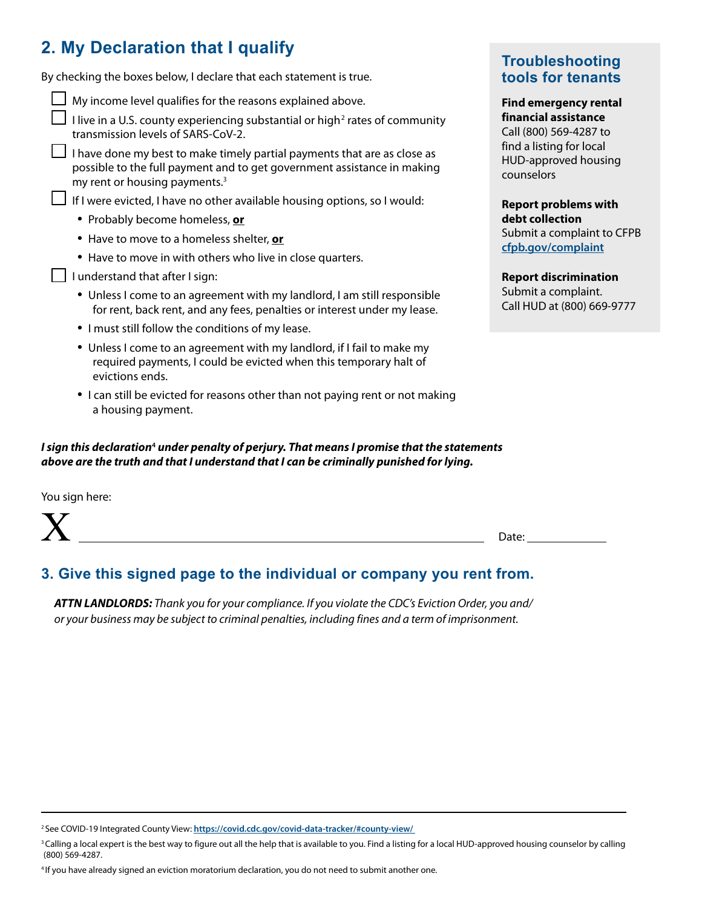## 2. My Declaration that I qualify

By checking the boxes below, I declare that each statement is true.

- [ ] My income level qualifies for the reasons explained above.
- [ ] I live in a U.S. county experiencing substantial or high[2] rates of community transmission levels of SARS-CoV-2.
- [ ] I have done my best to make timely partial payments that are as close as possible to the full payment and to get government assistance in making my rent or housing payments.[3]
- [ ] If I were evicted, I have no other available housing options, so I would:
  - Probably become homeless, **or**
  - Have to move to a homeless shelter, **or**
  - Have to move in with others who live in close quarters.
- [ ] I understand that after I sign:
  - Unless I come to an agreement with my landlord, I am still responsible for rent, back rent, and any fees, penalties or interest under my lease.
  - I must still follow the conditions of my lease.
  - Unless I come to an agreement with my landlord, if I fail to make my required payments, I could be evicted when this temporary halt of evictions ends.
  - I can still be evicted for reasons other than not paying rent or not making a housing payment.

***I sign this declaration[4] under penalty of perjury. That means I promise that the statements above are the truth and that I understand that I can be criminally punished for lying.***

You sign here:

X ____________________________________________ Date: ____________

## 3. Give this signed page to the individual or company you rent from.

***ATTN LANDLORDS:*** *Thank you for your compliance. If you violate the CDC's Eviction Order, you and/or your business may be subject to criminal penalties, including fines and a term of imprisonment.*

### Troubleshooting tools for tenants

**Find emergency rental financial assistance**
Call (800) 569-4287 to find a listing for local HUD-approved housing counselors

**Report problems with debt collection**
Submit a complaint to CFPB **cfpb.gov/complaint**

**Report discrimination**
Submit a complaint.
Call HUD at (800) 669-9777

---

[2] See COVID-19 Integrated County View: **https://covid.cdc.gov/covid-data-tracker/#county-view/**

[3] Calling a local expert is the best way to figure out all the help that is available to you. Find a listing for a local HUD-approved housing counselor by calling (800) 569-4287.

[4] If you have already signed an eviction moratorium declaration, you do not need to submit another one.